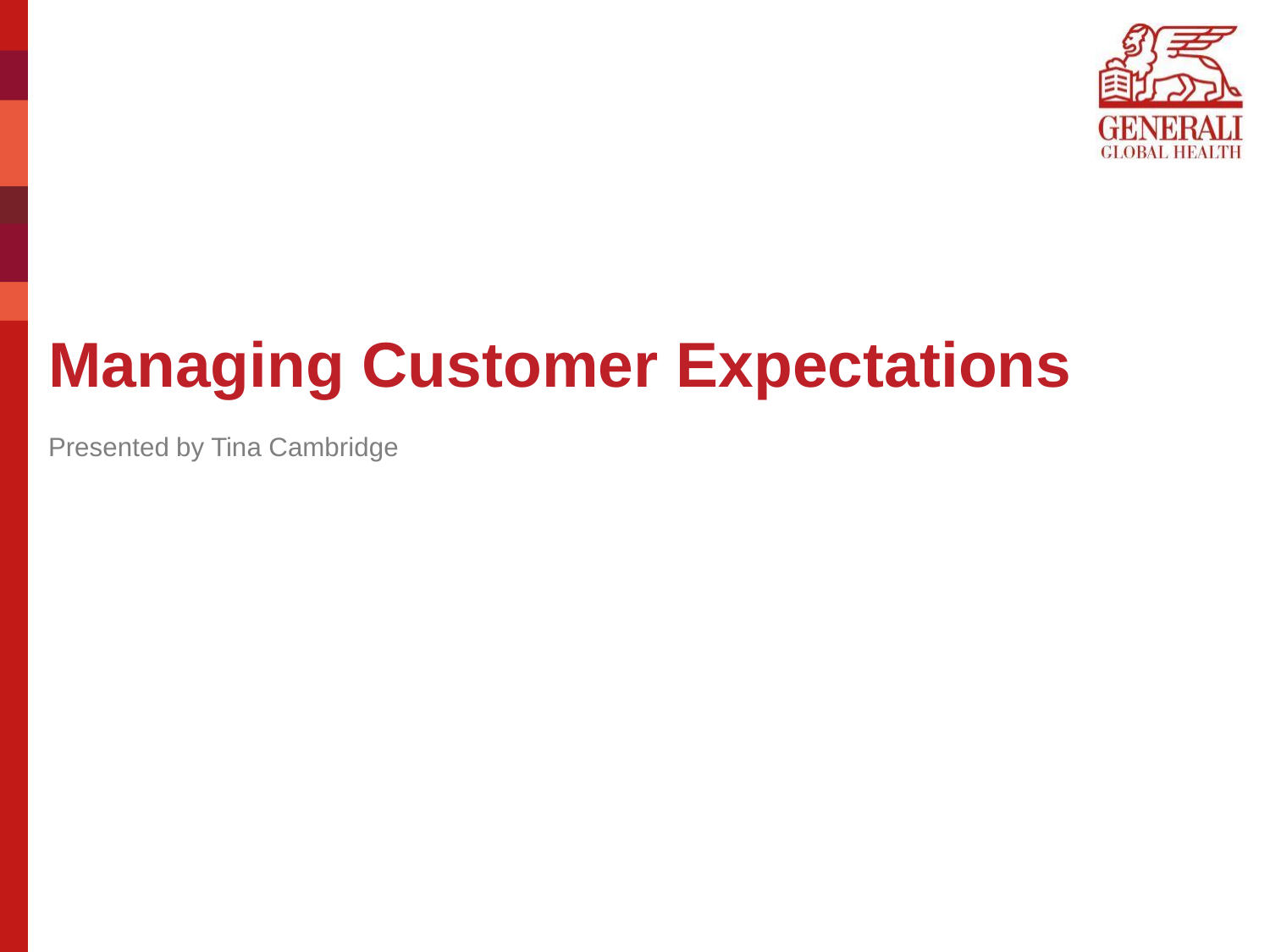# Managing Customer Expectations

Presented by Tina Cambridge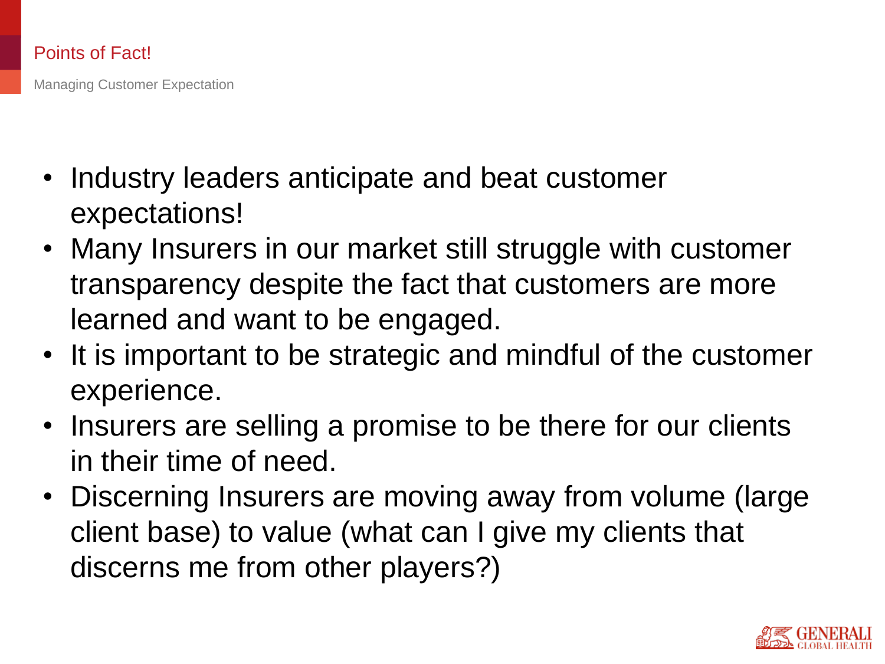## Points of Fact!

Managing Customer Expectation

- Industry leaders anticipate and beat customer expectations!
- Many Insurers in our market still struggle with customer transparency despite the fact that customers are more learned and want to be engaged.
- It is important to be strategic and mindful of the customer experience.
- Insurers are selling a promise to be there for our clients in their time of need.
- Discerning Insurers are moving away from volume (large client base) to value (what can I give my clients that discerns me from other players?)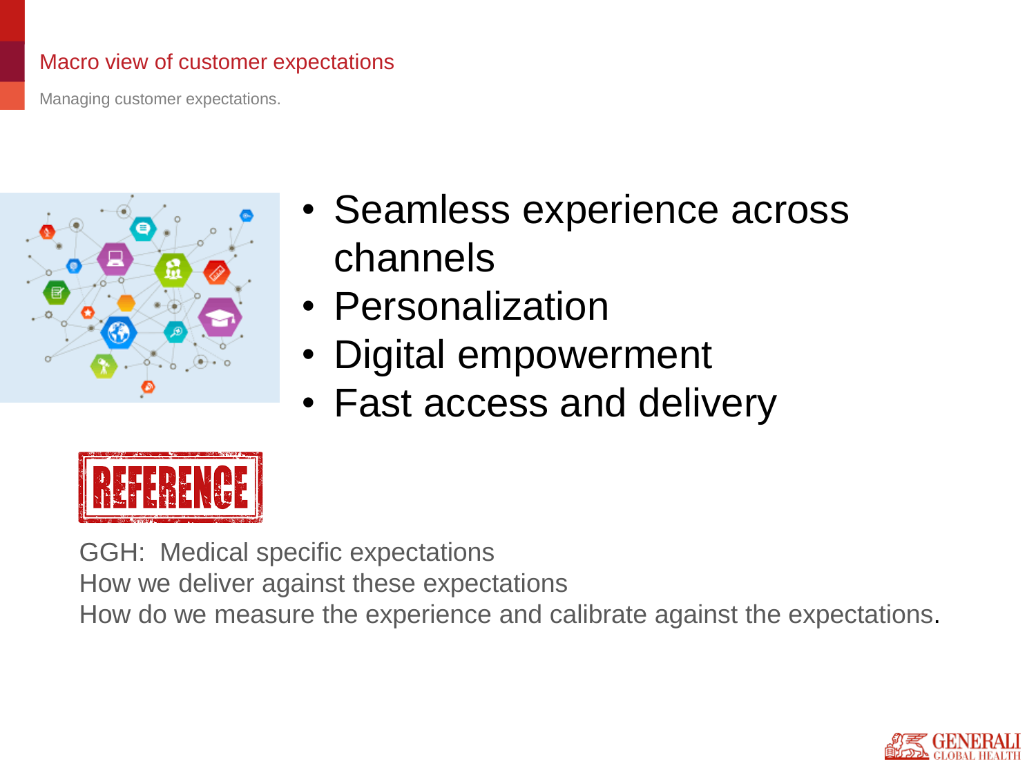# Macro view of customer expectations

Managing customer expectations.

- Seamless experience across channels
- Personalization
- Digital empowerment
- Fast access and delivery

REFERENCE

GGH: Medical specific expectations
How we deliver against these expectations
How do we measure the experience and calibrate against the expectations.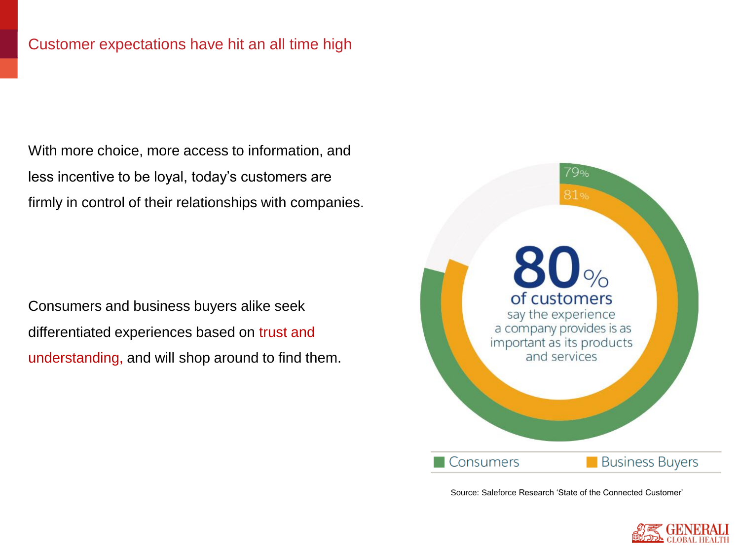# Customer expectations have hit an all time high

With more choice, more access to information, and less incentive to be loyal, today's customers are firmly in control of their relationships with companies.

Consumers and business buyers alike seek differentiated experiences based on trust and understanding, and will shop around to find them.

79%

81%

**80%**
**of customers**
say the experience a company provides is as important as its products and services

Consumers | Business Buyers

Source: Saleforce Research 'State of the Connected Customer'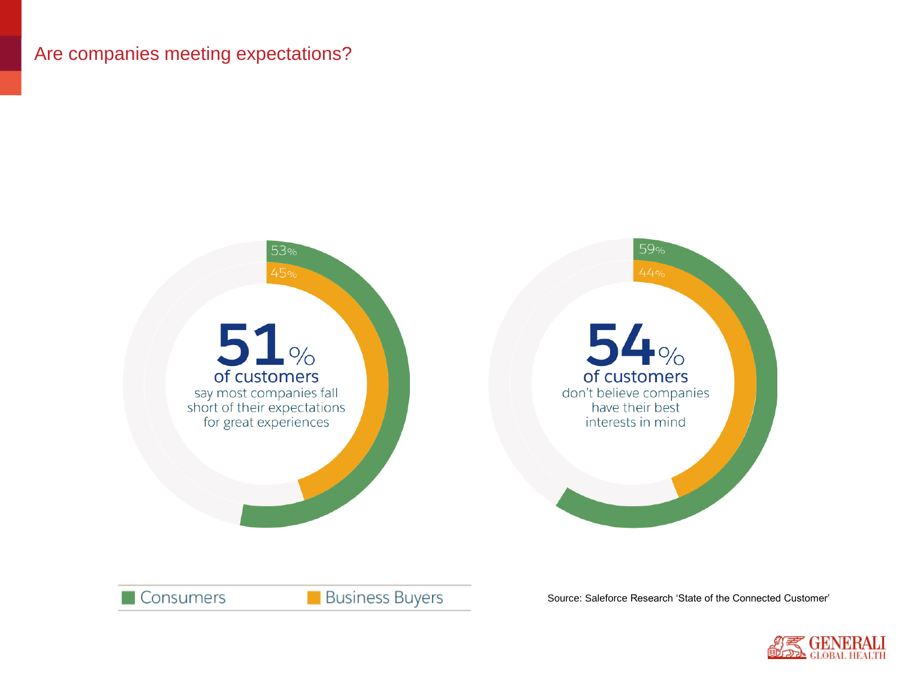## Are companies meeting expectations?

53%

45%

**51%**
**of customers**
say most companies fall short of their expectations for great experiences

59%

44%

**54%**
**of customers**
don't believe companies have their best interests in mind

Consumers | Business Buyers

Source: Saleforce Research 'State of the Connected Customer'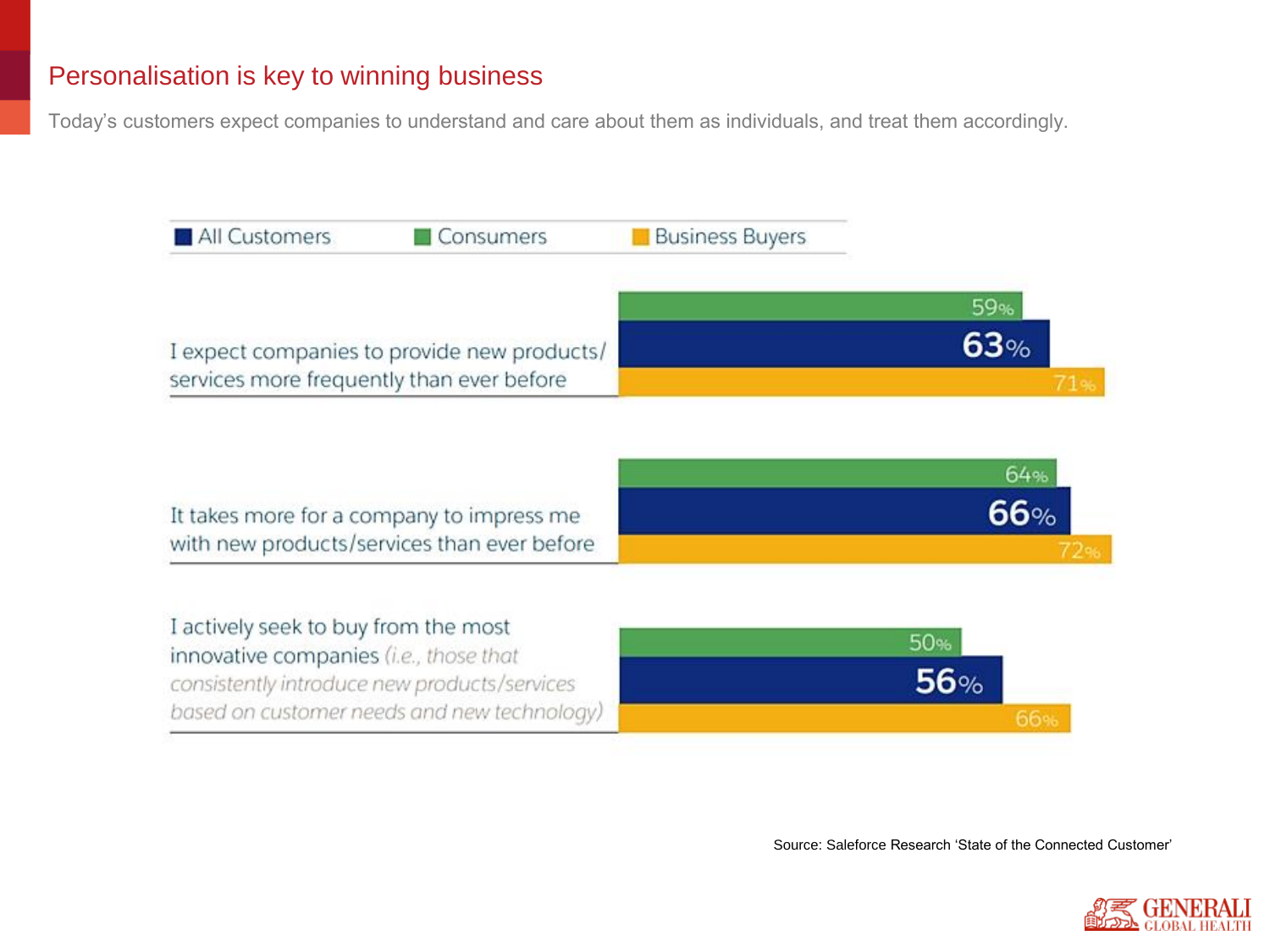## Personalisation is key to winning business

Today's customers expect companies to understand and care about them as individuals, and treat them accordingly.

| | All Customers | Consumers | Business Buyers |
|---|---|---|---|
| I expect companies to provide new products/ services more frequently than ever before | 63% | 59% | 71% |
| It takes more for a company to impress me with new products/services than ever before | 66% | 64% | 72% |
| I actively seek to buy from the most innovative companies *(i.e., those that consistently introduce new products/services based on customer needs and new technology)* | 56% | 50% | 66% |

Source: Saleforce Research 'State of the Connected Customer'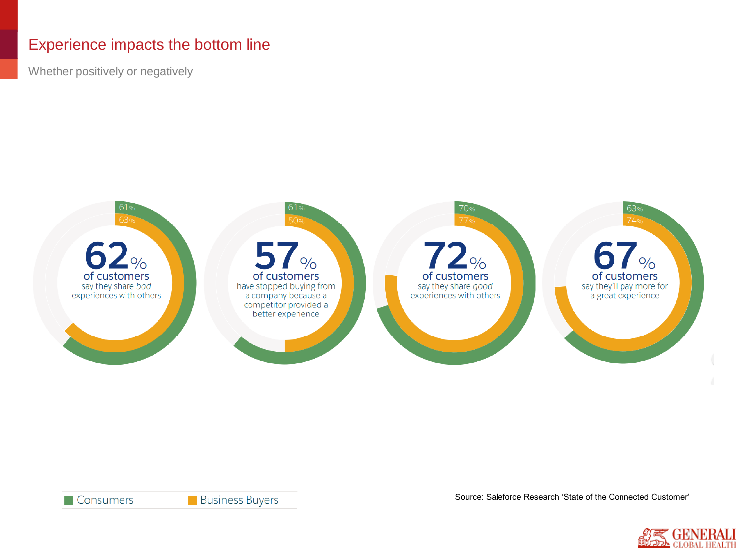# Experience impacts the bottom line

Whether positively or negatively

**62%** of customers say they share *bad* experiences with others

61% | 63%

**57%** of customers have stopped buying from a company because a competitor provided a better experience

61% | 50%

**72%** of customers say they share *good* experiences with others

70% | 77%

**67%** of customers say they'll pay more for a great experience

63% | 74%

Consumers | Business Buyers

Source: Saleforce Research 'State of the Connected Customer'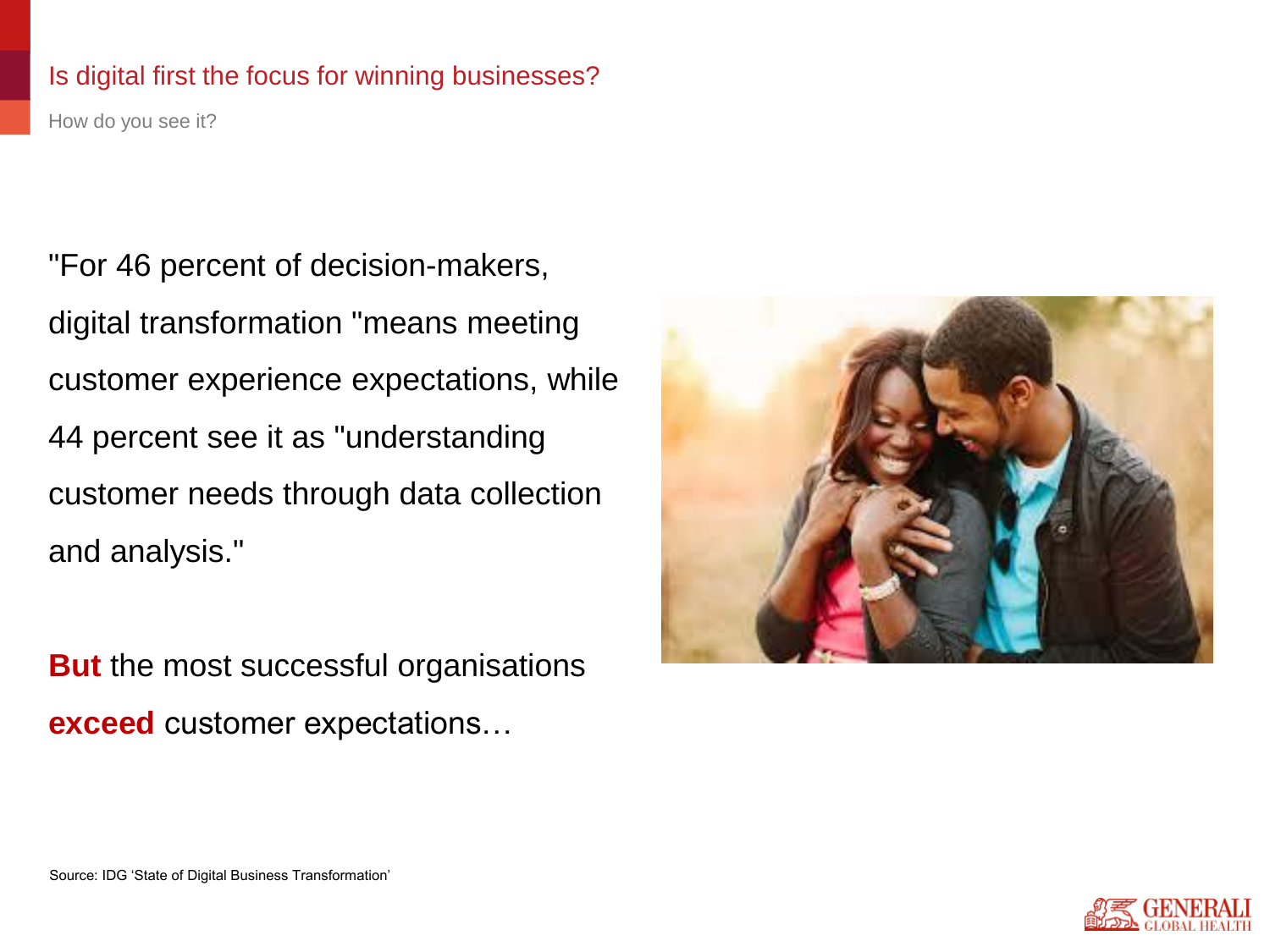## Is digital first the focus for winning businesses?

How do you see it?

"For 46 percent of decision-makers, digital transformation "means meeting customer experience expectations, while 44 percent see it as "understanding customer needs through data collection and analysis."

**But** the most successful organisations **exceed** customer expectations…

Source: IDG 'State of Digital Business Transformation'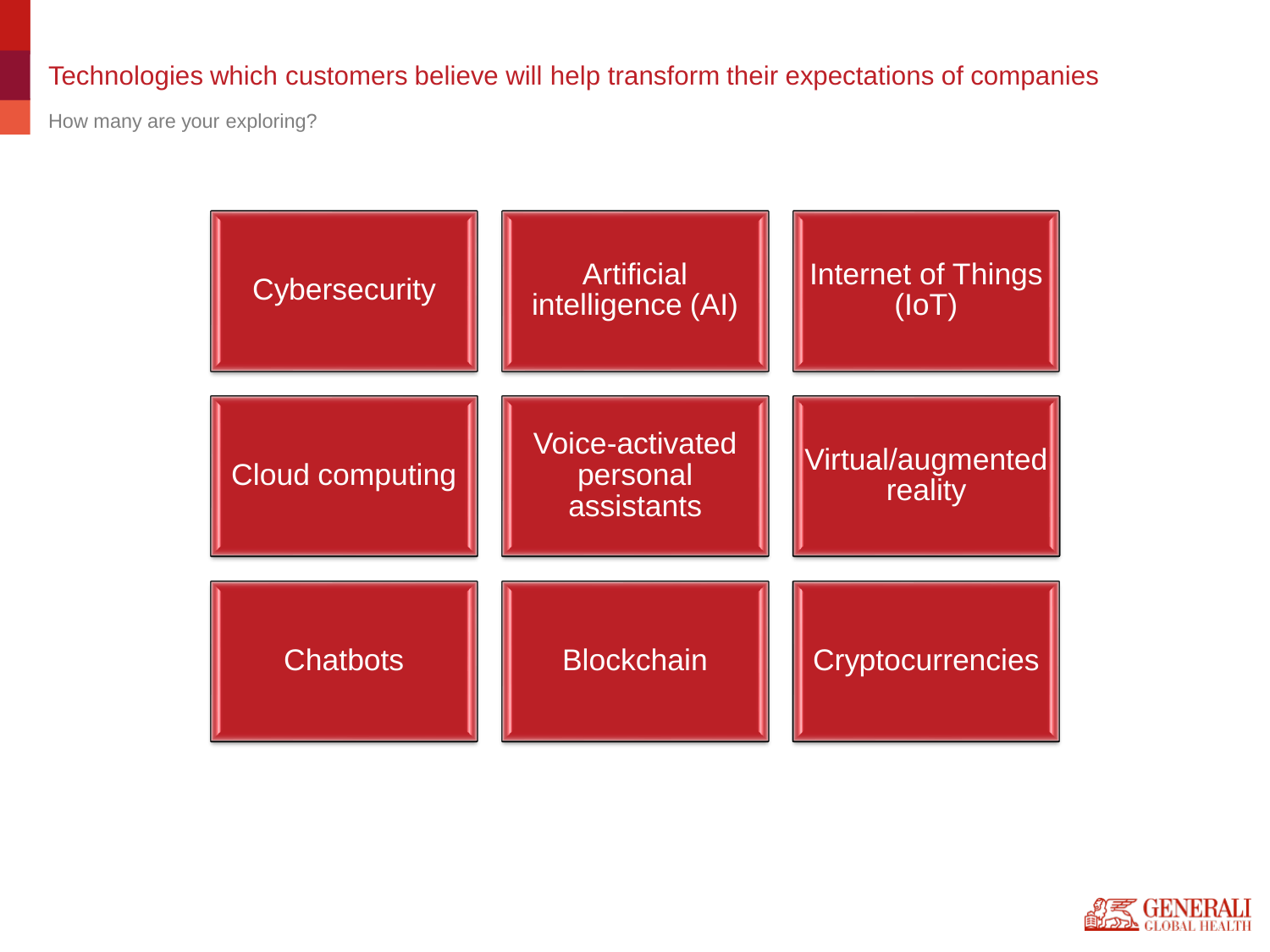## Technologies which customers believe will help transform their expectations of companies

How many are your exploring?

| | | |
|---|---|---|
| Cybersecurity | Artificial intelligence (AI) | Internet of Things (IoT) |
| Cloud computing | Voice-activated personal assistants | Virtual/augmented reality |
| Chatbots | Blockchain | Cryptocurrencies |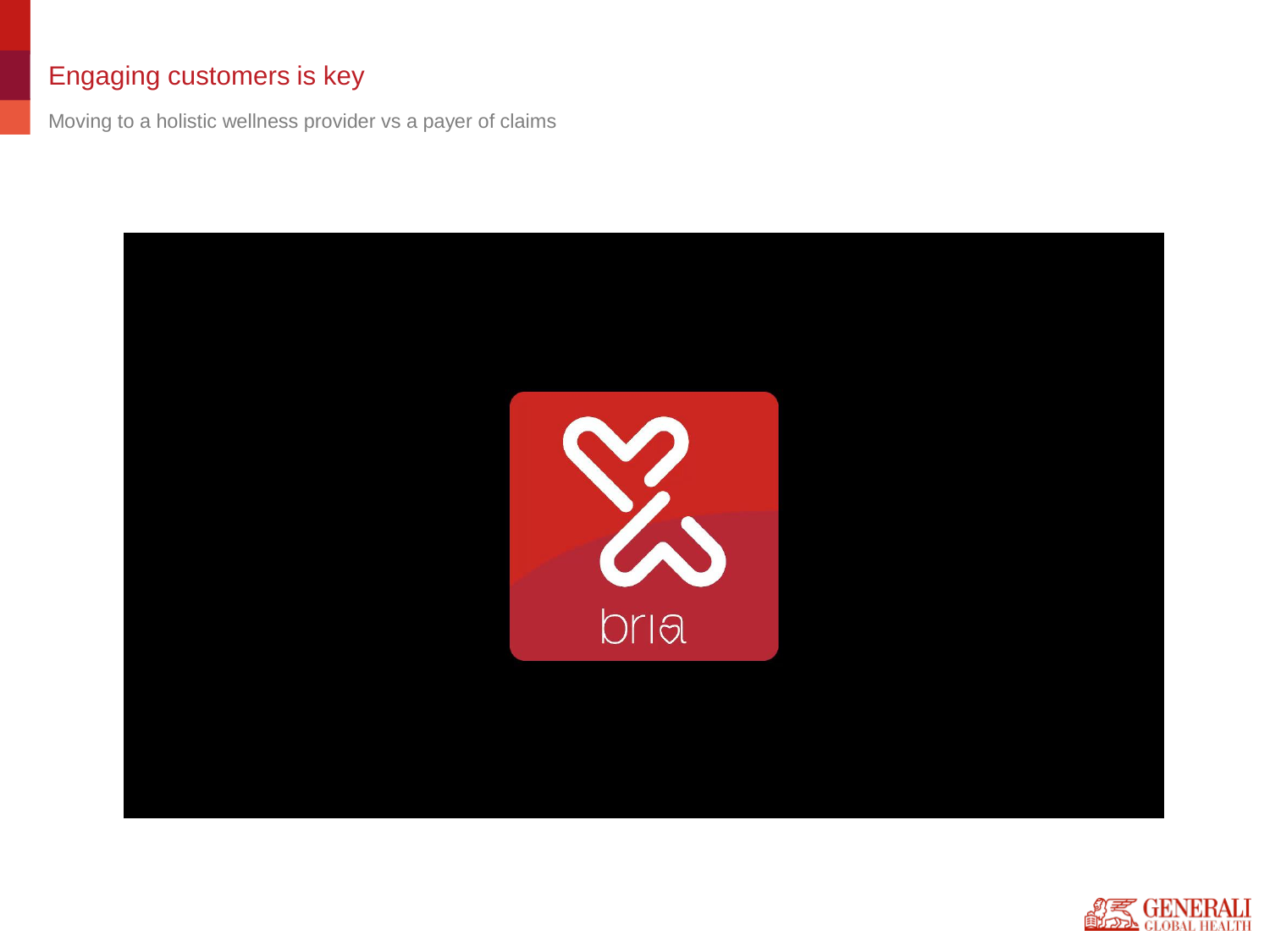# Engaging customers is key

Moving to a holistic wellness provider vs a payer of claims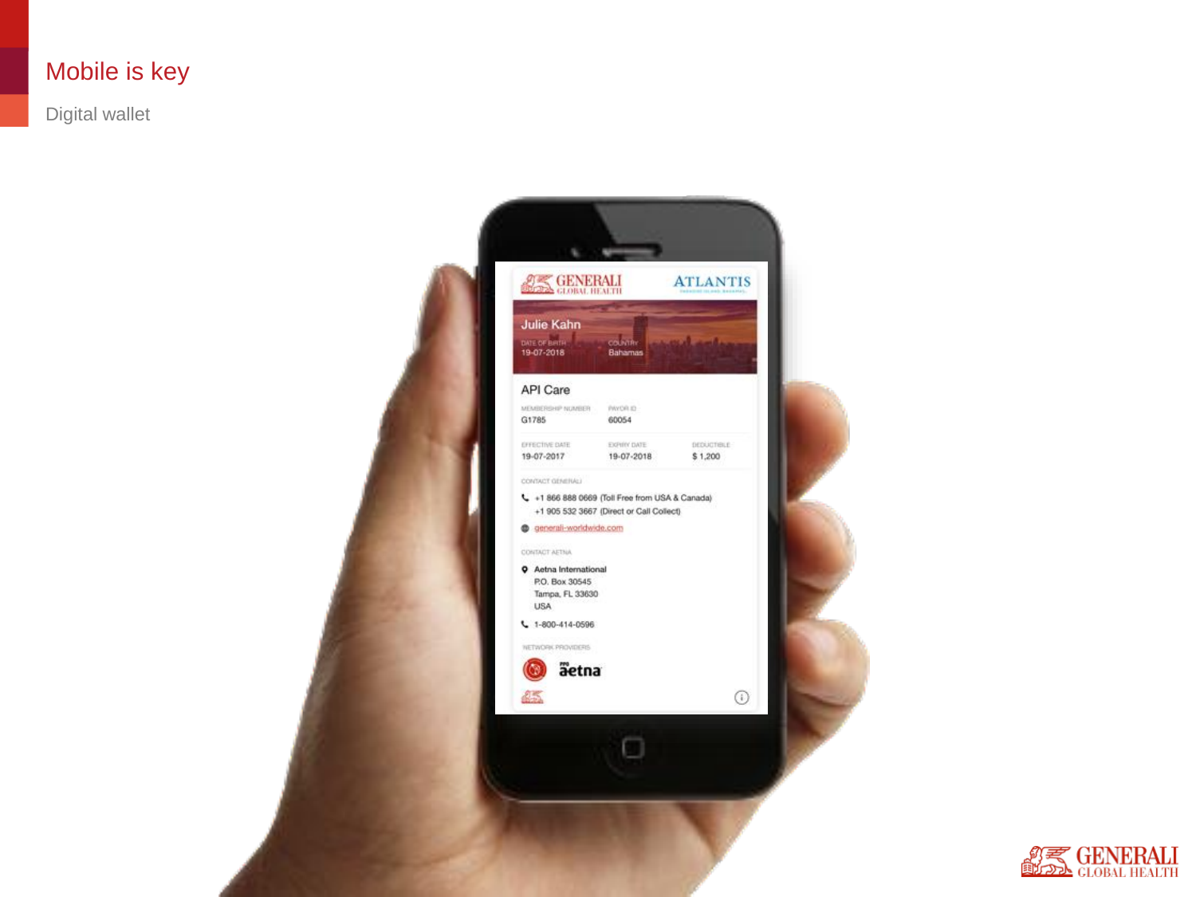# Mobile is key

Digital wallet

GENERALI GLOBAL HEALTH | ATLANTIS

Julie Kahn

DATE OF BIRTH
19-07-2018

COUNTRY
Bahamas

API Care

MEMBERSHIP NUMBER
G1785

PAYOR ID
60054

EFFECTIVE DATE
19-07-2017

EXPIRY DATE
19-07-2018

DEDUCTIBLE
$ 1,200

CONTACT GENERALI

+1 866 888 0669 (Toll Free from USA & Canada)
+1 905 532 3667 (Direct or Call Collect)

generali-worldwide.com

CONTACT AETNA

Aetna International
P.O. Box 30545
Tampa, FL 33630
USA

1-800-414-0596

NETWORK PROVIDERS

aetna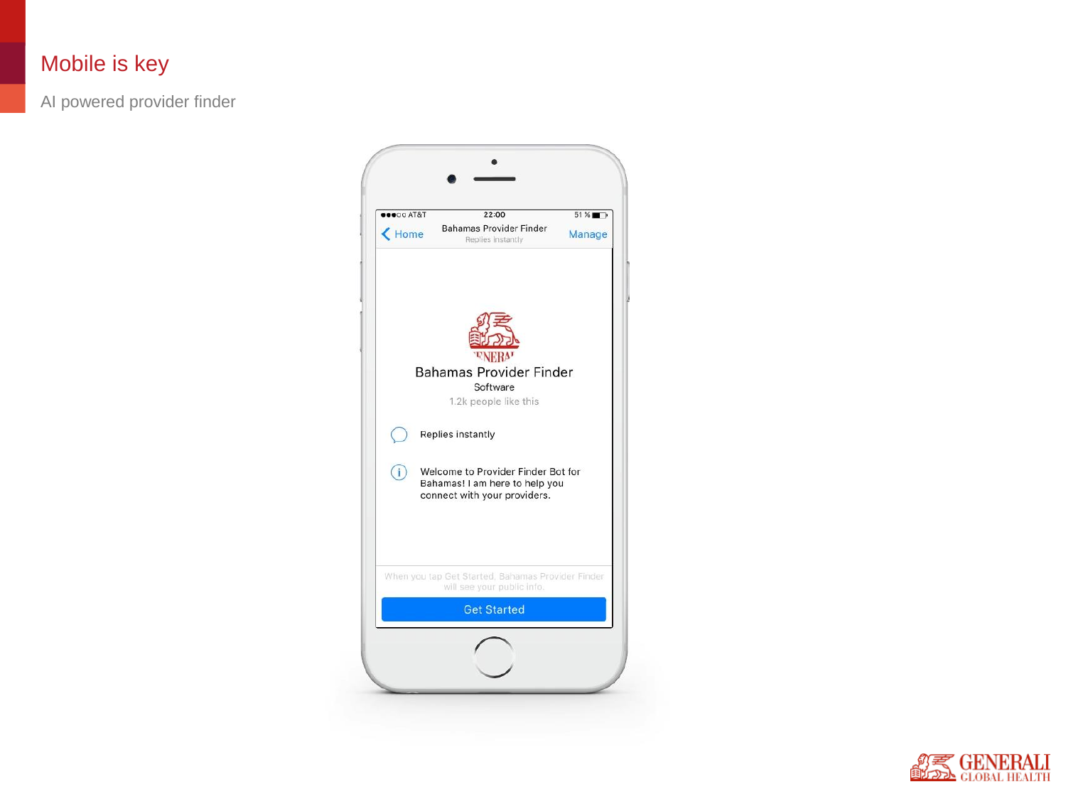# Mobile is key

AI powered provider finder

Home

Bahamas Provider Finder

Replies instantly

Manage

Bahamas Provider Finder

Software

1.2k people like this

Replies instantly

Welcome to Provider Finder Bot for Bahamas! I am here to help you connect with your providers.

When you tap Get Started, Bahamas Provider Finder will see your public info.

Get Started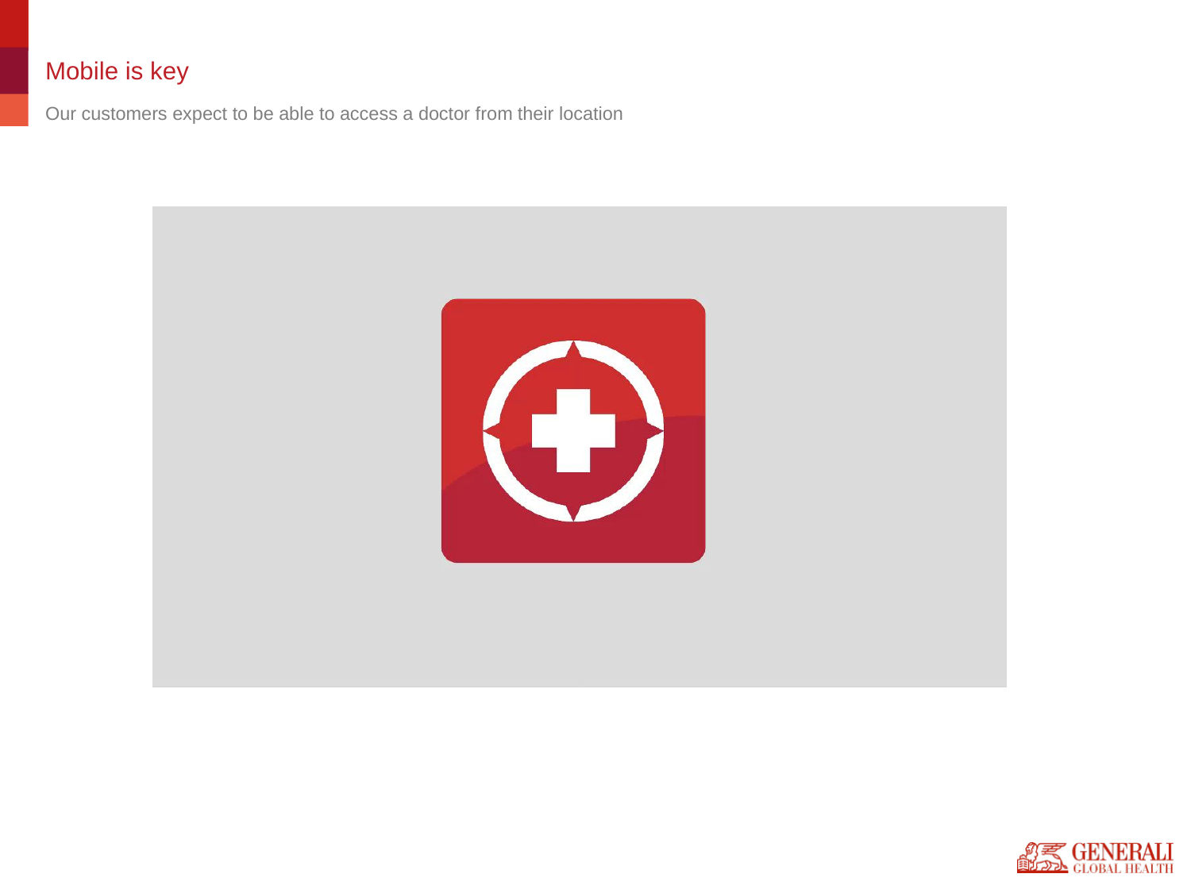# Mobile is key

Our customers expect to be able to access a doctor from their location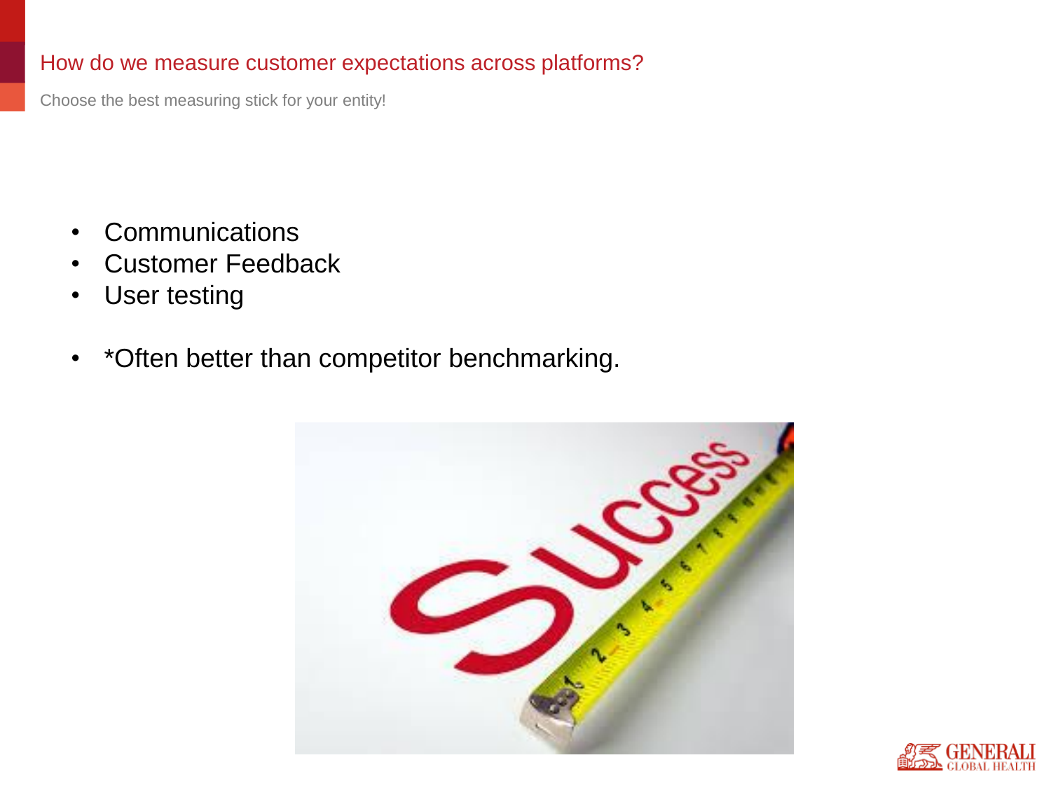## How do we measure customer expectations across platforms?

Choose the best measuring stick for your entity!

- Communications
- Customer Feedback
- User testing

- *Often better than competitor benchmarking.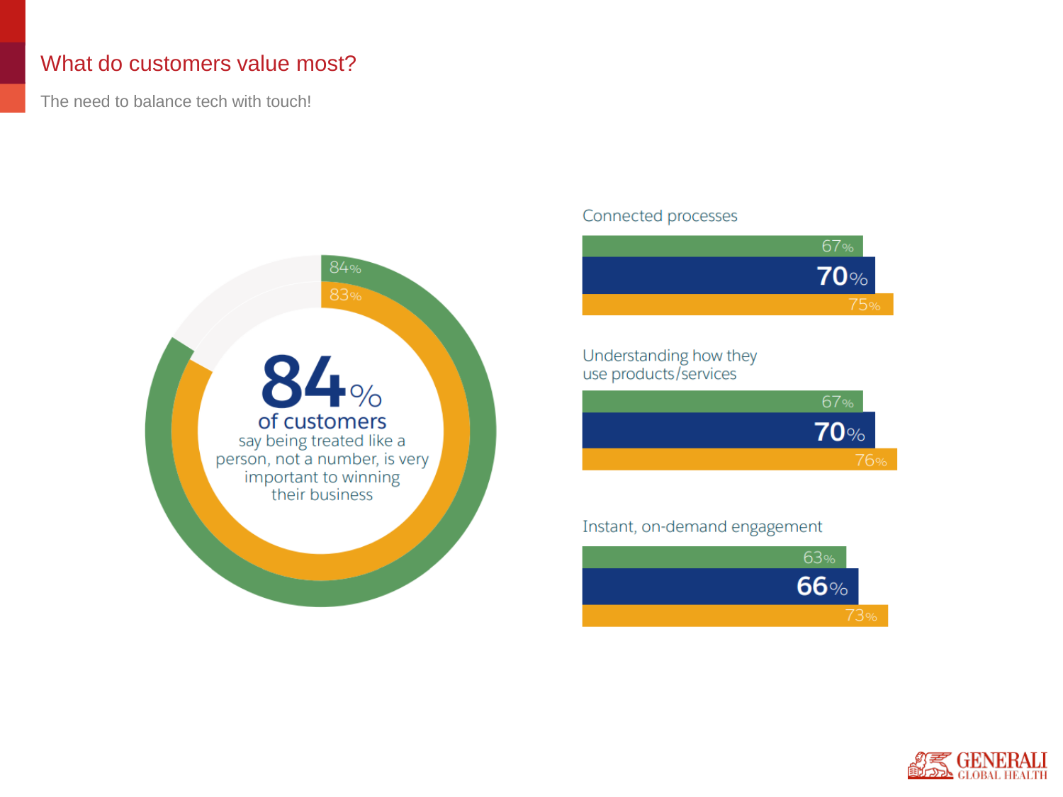# What do customers value most?

The need to balance tech with touch!

84%

83%

**84%** of customers say being treated like a person, not a number, is very important to winning their business

Connected processes

67%

**70%**

75%

Understanding how they use products/services

67%

**70%**

76%

Instant, on-demand engagement

63%

**66%**

73%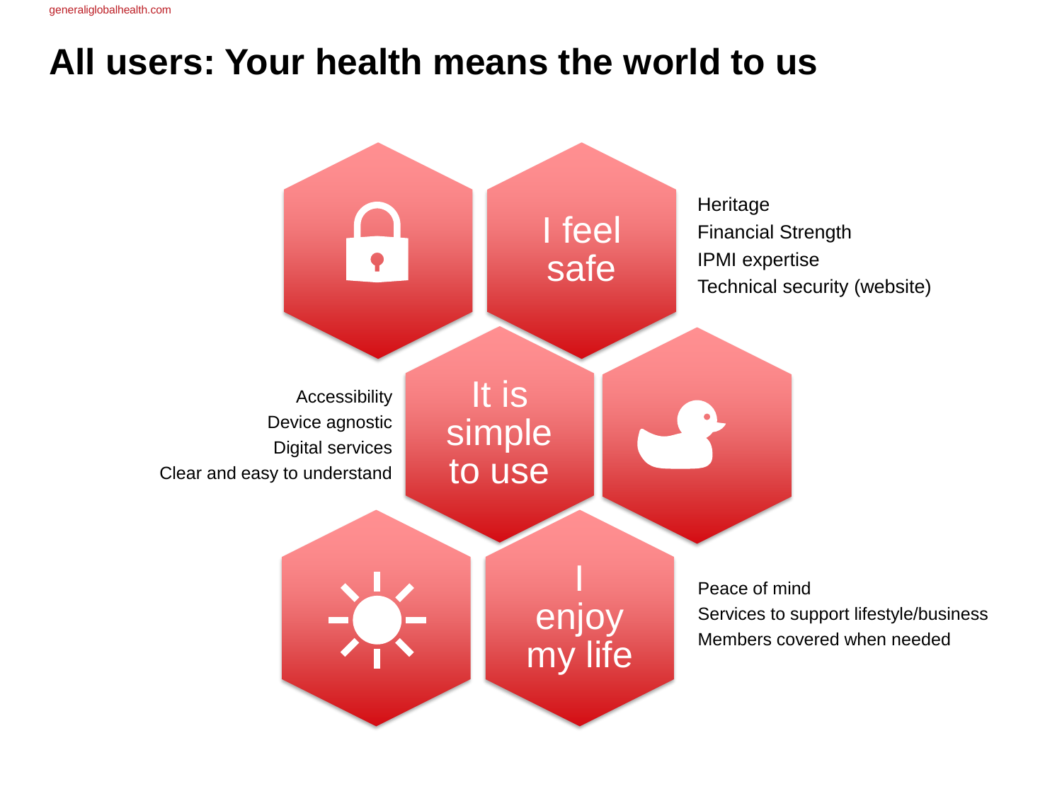# All users: Your health means the world to us

**I feel safe**

- Heritage
- Financial Strength
- IPMI expertise
- Technical security (website)

**It is simple to use**

- Accessibility
- Device agnostic
- Digital services
- Clear and easy to understand

**I enjoy my life**

- Peace of mind
- Services to support lifestyle/business
- Members covered when needed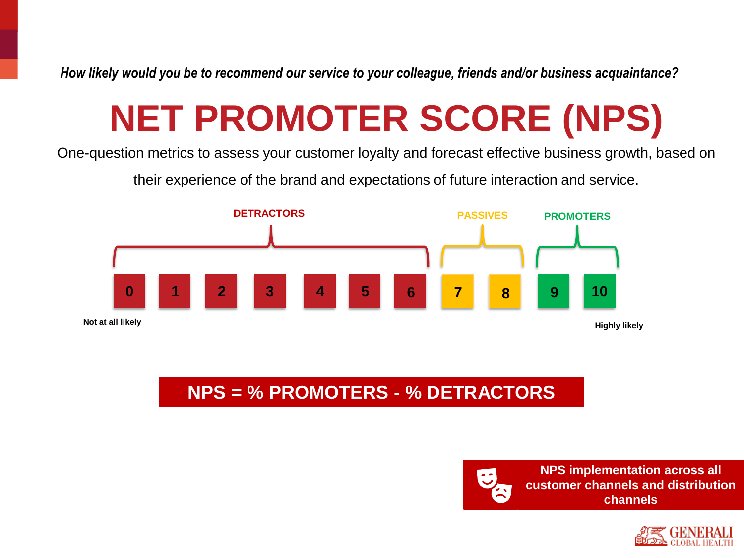*How likely would you be to recommend our service to your colleague, friends and/or business acquaintance?*

# NET PROMOTER SCORE (NPS)

One-question metrics to assess your customer loyalty and forecast effective business growth, based on their experience of the brand and expectations of future interaction and service.

| DETRACTORS | | | | | | | PASSIVES | | PROMOTERS | |
|---|---|---|---|---|---|---|---|---|---|---|
| 0 | 1 | 2 | 3 | 4 | 5 | 6 | 7 | 8 | 9 | 10 |

Not at all likely — Highly likely

**NPS = % PROMOTERS - % DETRACTORS**

**NPS implementation across all customer channels and distribution channels**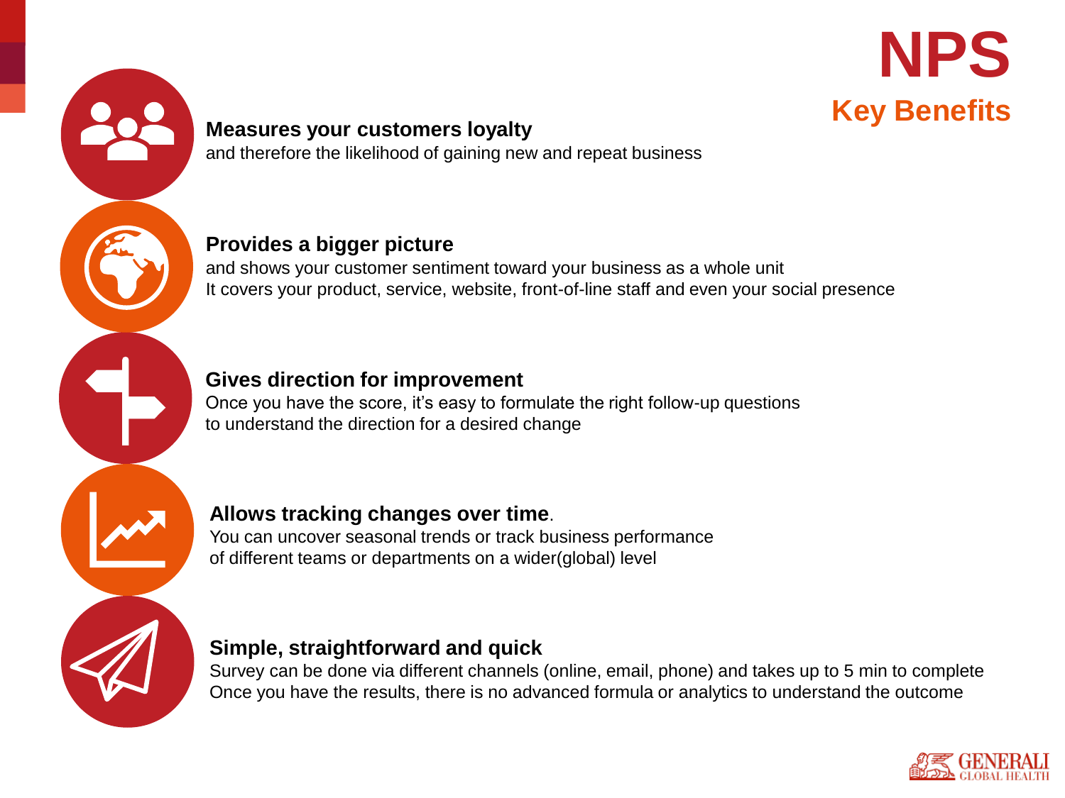# NPS

## Key Benefits

**Measures your customers loyalty**
and therefore the likelihood of gaining new and repeat business

**Provides a bigger picture**
and shows your customer sentiment toward your business as a whole unit
It covers your product, service, website, front-of-line staff and even your social presence

**Gives direction for improvement**
Once you have the score, it's easy to formulate the right follow-up questions
to understand the direction for a desired change

**Allows tracking changes over time**.
You can uncover seasonal trends or track business performance
of different teams or departments on a wider(global) level

**Simple, straightforward and quick**
Survey can be done via different channels (online, email, phone) and takes up to 5 min to complete
Once you have the results, there is no advanced formula or analytics to understand the outcome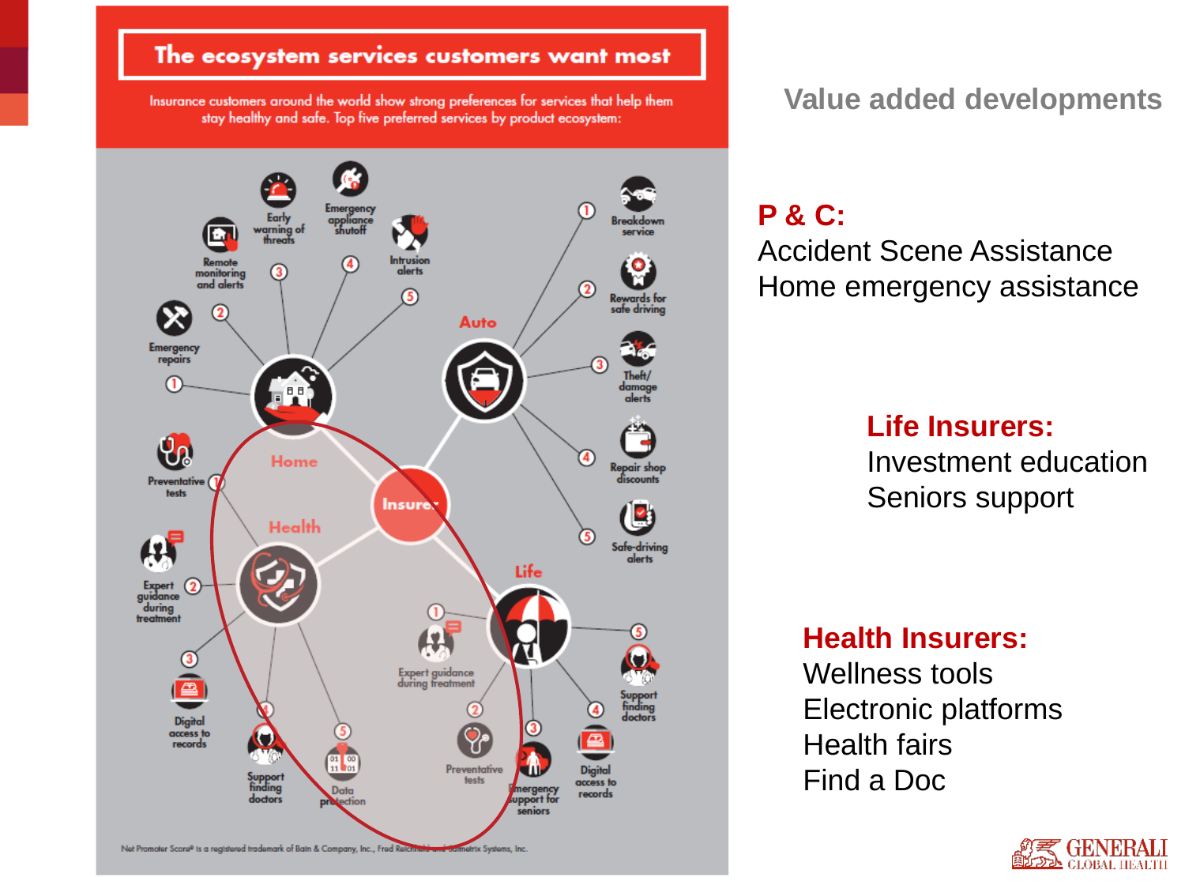## The ecosystem services customers want most

Insurance customers around the world show strong preferences for services that help them stay healthy and safe. Top five preferred services by product ecosystem:

**Home**
1. Emergency repairs
2. Remote monitoring and alerts
3. Early warning of threats
4. Emergency appliance shutoff
5. Intrusion alerts

**Auto**
1. Breakdown service
2. Rewards for safe driving
3. Theft/damage alerts
4. Repair shop discounts
5. Safe-driving alerts

**Health**
1. Preventative tests
2. Expert guidance during treatment
3. Digital access to records
4. Support finding doctors
5. Data protection

**Life**
1. Expert guidance during treatment
2. Preventative tests
3. Emergency support for seniors
4. Digital access to records
5. Support finding doctors

Net Promoter Score® is a registered trademark of Bain & Company, Inc., Fred Reichheld and Satmetrix Systems, Inc.

# Value added developments

**P & C:**
Accident Scene Assistance
Home emergency assistance

**Life Insurers:**
Investment education
Seniors support

**Health Insurers:**
Wellness tools
Electronic platforms
Health fairs
Find a Doc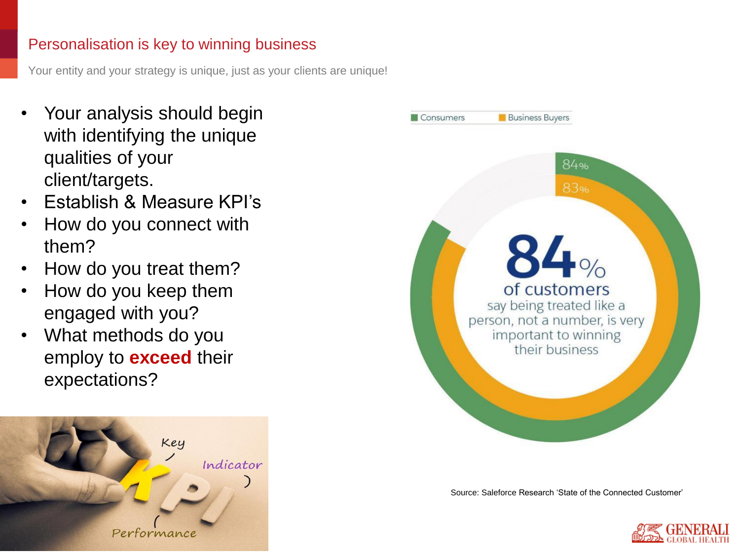# Personalisation is key to winning business

Your entity and your strategy is unique, just as your clients are unique!

- Your analysis should begin with identifying the unique qualities of your client/targets.
- Establish & Measure KPI's
- How do you connect with them?
- How do you treat them?
- How do you keep them engaged with you?
- What methods do you employ to **exceed** their expectations?

Consumers | Business Buyers

84%
83%

**84%** of customers say being treated like a person, not a number, is very important to winning their business

Source: Saleforce Research 'State of the Connected Customer'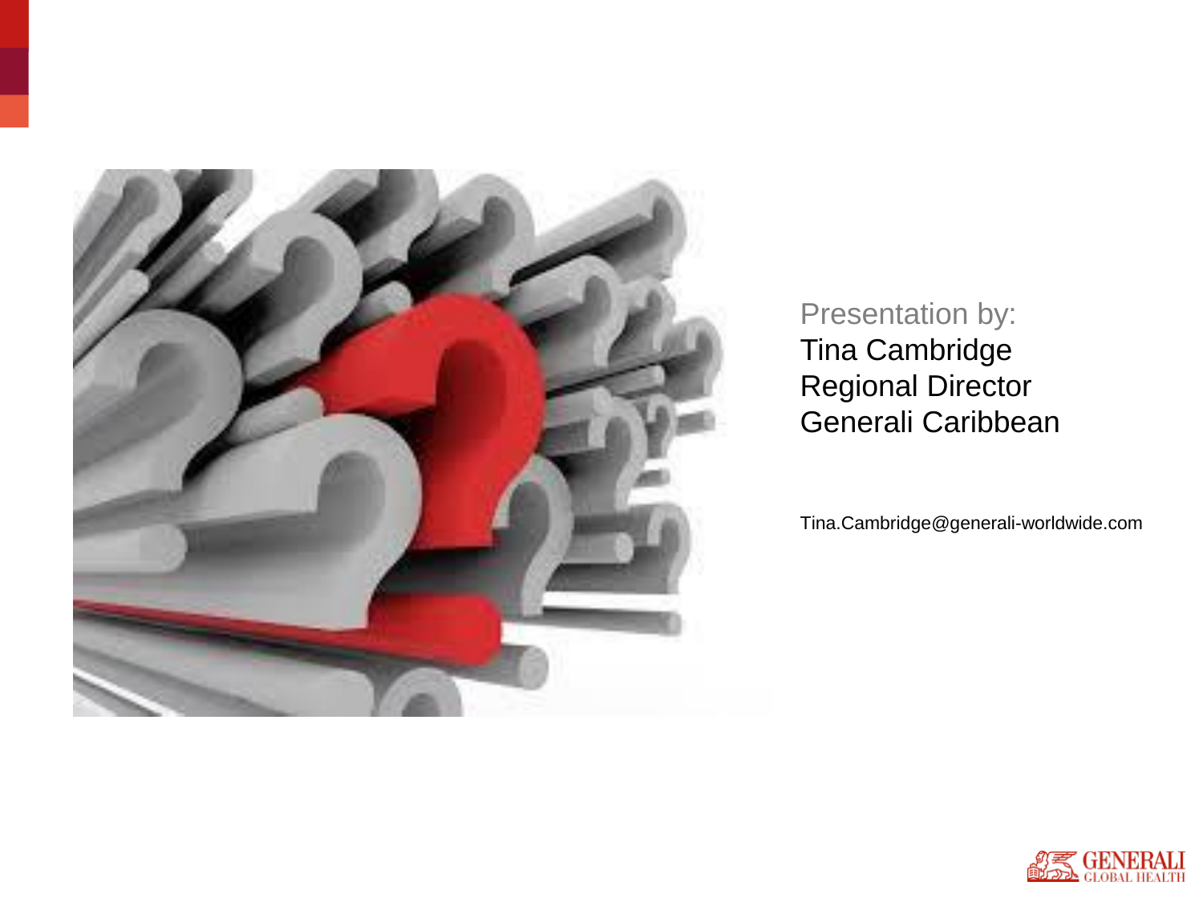Presentation by:
Tina Cambridge
Regional Director
Generali Caribbean

Tina.Cambridge@generali-worldwide.com